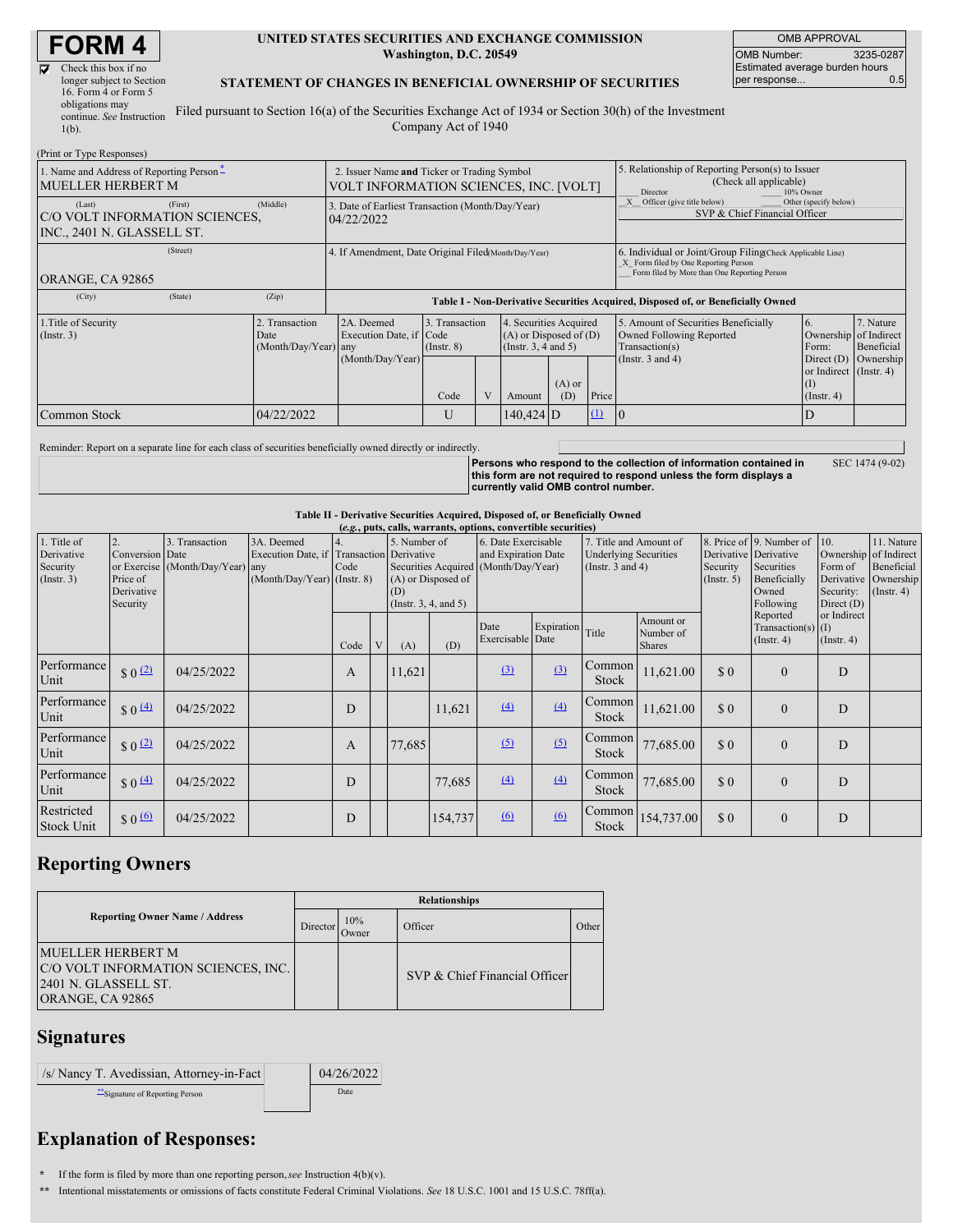# FORM 4

☑ Check this box if no longer subject to Section 16. Form 4 or Form 5 obligations may continue. *See* Instruction 1(b).

**UNITED STATES SECURITIES AND EXCHANGE COMMISSION**
**Washington, D.C. 20549**

**STATEMENT OF CHANGES IN BENEFICIAL OWNERSHIP OF SECURITIES**

Filed pursuant to Section 16(a) of the Securities Exchange Act of 1934 or Section 30(h) of the Investment Company Act of 1940

| OMB APPROVAL | |
|---|---|
| OMB Number: | 3235-0287 |
| Estimated average burden hours per response... | 0.5 |

(Print or Type Responses)

| 1. Name and Address of Reporting Person * | 2. Issuer Name and Ticker or Trading Symbol | 5. Relationship of Reporting Person(s) to Issuer (Check all applicable) |
|---|---|---|
| MUELLER HERBERT M | VOLT INFORMATION SCIENCES, INC. [VOLT] | ___ Director ___ 10% Owner |
| (Last) (First) (Middle) | 3. Date of Earliest Transaction (Month/Day/Year) | _X_ Officer (give title below) ___ Other (specify below) |
| C/O VOLT INFORMATION SCIENCES, INC., 2401 N. GLASSELL ST. | 04/22/2022 | SVP & Chief Financial Officer |
| (Street) | 4. If Amendment, Date Original Filed (Month/Day/Year) | 6. Individual or Joint/Group Filing (Check Applicable Line) |
| ORANGE, CA 92865 | | _X_ Form filed by One Reporting Person ___ Form filed by More than One Reporting Person |
| (City) (State) (Zip) | | |

**Table I - Non-Derivative Securities Acquired, Disposed of, or Beneficially Owned**

| 1.Title of Security (Instr. 3) | 2. Transaction Date (Month/Day/Year) | 2A. Deemed Execution Date, if any (Month/Day/Year) | 3. Transaction Code (Instr. 8) Code | V | 4. Securities Acquired (A) or Disposed of (D) (Instr. 3, 4 and 5) Amount | (A) or (D) | Price | 5. Amount of Securities Beneficially Owned Following Reported Transaction(s) (Instr. 3 and 4) | 6. Ownership Form: Direct (D) or Indirect (I) (Instr. 4) | 7. Nature of Indirect Beneficial Ownership (Instr. 4) |
|---|---|---|---|---|---|---|---|---|---|---|
| Common Stock | 04/22/2022 | | U | | 140,424 | D | (1) | 0 | D | |

Reminder: Report on a separate line for each class of securities beneficially owned directly or indirectly.

**Persons who respond to the collection of information contained in this form are not required to respond unless the form displays a currently valid OMB control number.** SEC 1474 (9-02)

**Table II - Derivative Securities Acquired, Disposed of, or Beneficially Owned**
**(*e.g.*, puts, calls, warrants, options, convertible securities)**

| 1. Title of Derivative Security (Instr. 3) | 2. Conversion or Exercise Price of Derivative Security | 3. Transaction Date (Month/Day/Year) | 3A. Deemed Execution Date, if any (Month/Day/Year) | 4. Transaction Code (Instr. 8) Code | V | 5. Number of Derivative Securities Acquired (A) or Disposed of (D) (Instr. 3, 4, and 5) (A) | (D) | 6. Date Exercisable and Expiration Date (Month/Day/Year) Date Exercisable | Expiration Date | 7. Title and Amount of Underlying Securities (Instr. 3 and 4) Title | Amount or Number of Shares | 8. Price of Derivative Security (Instr. 5) | 9. Number of Derivative Securities Beneficially Owned Following Reported Transaction(s) (Instr. 4) | 10. Ownership Form of Derivative Security: Direct (D) or Indirect (I) (Instr. 4) | 11. Nature of Indirect Beneficial Ownership (Instr. 4) |
|---|---|---|---|---|---|---|---|---|---|---|---|---|---|---|---|
| Performance Unit | $ 0 (2) | 04/25/2022 | | A | | 11,621 | | (3) | (3) | Common Stock | 11,621.00 | $ 0 | 0 | D | |
| Performance Unit | $ 0 (4) | 04/25/2022 | | D | | | 11,621 | (4) | (4) | Common Stock | 11,621.00 | $ 0 | 0 | D | |
| Performance Unit | $ 0 (2) | 04/25/2022 | | A | | 77,685 | | (5) | (5) | Common Stock | 77,685.00 | $ 0 | 0 | D | |
| Performance Unit | $ 0 (4) | 04/25/2022 | | D | | | 77,685 | (4) | (4) | Common Stock | 77,685.00 | $ 0 | 0 | D | |
| Restricted Stock Unit | $ 0 (6) | 04/25/2022 | | D | | | 154,737 | (6) | (6) | Common Stock | 154,737.00 | $ 0 | 0 | D | |

## Reporting Owners

| Reporting Owner Name / Address | Relationships: Director | 10% Owner | Officer | Other |
|---|---|---|---|---|
| MUELLER HERBERT M<br>C/O VOLT INFORMATION SCIENCES, INC.<br>2401 N. GLASSELL ST.<br>ORANGE, CA 92865 | | | SVP & Chief Financial Officer | |

## Signatures

| /s/ Nancy T. Avedissian, Attorney-in-Fact | 04/26/2022 |
|---|---|
| **Signature of Reporting Person | Date |

## Explanation of Responses:

\* If the form is filed by more than one reporting person, *see* Instruction 4(b)(v).

\*\* Intentional misstatements or omissions of facts constitute Federal Criminal Violations. *See* 18 U.S.C. 1001 and 15 U.S.C. 78ff(a).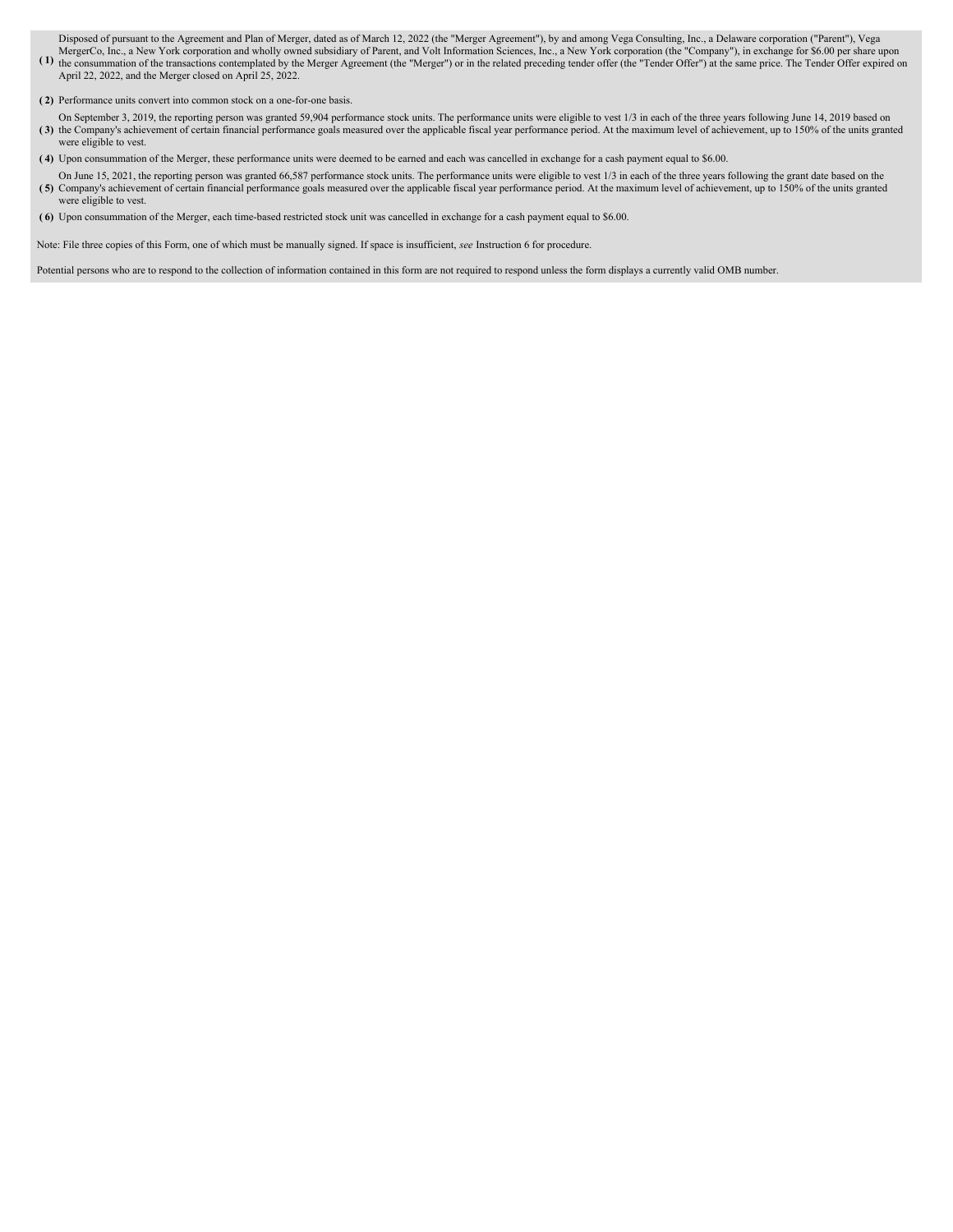**(1)** Disposed of pursuant to the Agreement and Plan of Merger, dated as of March 12, 2022 (the "Merger Agreement"), by and among Vega Consulting, Inc., a Delaware corporation ("Parent"), Vega MergerCo, Inc., a New York corporation and wholly owned subsidiary of Parent, and Volt Information Sciences, Inc., a New York corporation (the "Company"), in exchange for $6.00 per share upon the consummation of the transactions contemplated by the Merger Agreement (the "Merger") or in the related preceding tender offer (the "Tender Offer") at the same price. The Tender Offer expired on April 22, 2022, and the Merger closed on April 25, 2022.

**(2)** Performance units convert into common stock on a one-for-one basis.

**(3)** On September 3, 2019, the reporting person was granted 59,904 performance stock units. The performance units were eligible to vest 1/3 in each of the three years following June 14, 2019 based on the Company's achievement of certain financial performance goals measured over the applicable fiscal year performance period. At the maximum level of achievement, up to 150% of the units granted were eligible to vest.

**(4)** Upon consummation of the Merger, these performance units were deemed to be earned and each was cancelled in exchange for a cash payment equal to $6.00.

**(5)** On June 15, 2021, the reporting person was granted 66,587 performance stock units. The performance units were eligible to vest 1/3 in each of the three years following the grant date based on the Company's achievement of certain financial performance goals measured over the applicable fiscal year performance period. At the maximum level of achievement, up to 150% of the units granted were eligible to vest.

**(6)** Upon consummation of the Merger, each time-based restricted stock unit was cancelled in exchange for a cash payment equal to $6.00.

Note: File three copies of this Form, one of which must be manually signed. If space is insufficient, *see* Instruction 6 for procedure.

Potential persons who are to respond to the collection of information contained in this form are not required to respond unless the form displays a currently valid OMB number.